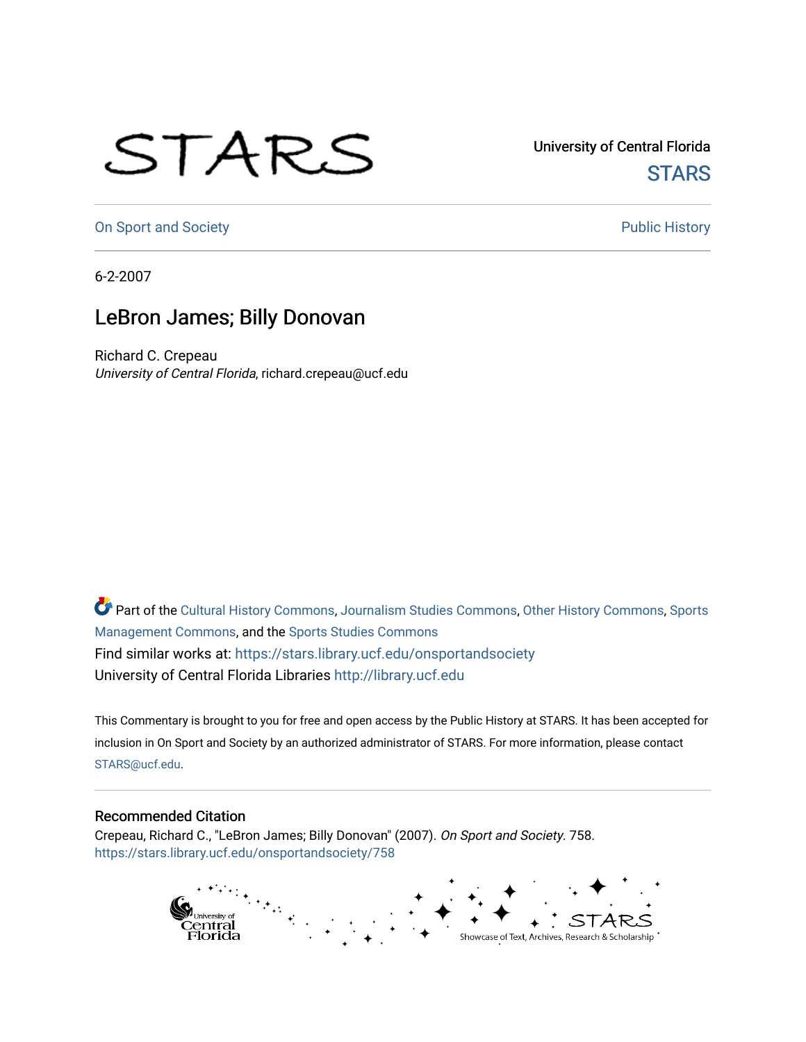STARS

University of Central Florida

STARS

On Sport and Society

Public History

6-2-2007

# LeBron James; Billy Donovan

Richard C. Crepeau

*University of Central Florida*, richard.crepeau@ucf.edu

Part of the Cultural History Commons, Journalism Studies Commons, Other History Commons, Sports Management Commons, and the Sports Studies Commons

Find similar works at: https://stars.library.ucf.edu/onsportandsociety

University of Central Florida Libraries http://library.ucf.edu

This Commentary is brought to you for free and open access by the Public History at STARS. It has been accepted for inclusion in On Sport and Society by an authorized administrator of STARS. For more information, please contact STARS@ucf.edu.

## Recommended Citation

Crepeau, Richard C., "LeBron James; Billy Donovan" (2007). *On Sport and Society*. 758.

https://stars.library.ucf.edu/onsportandsociety/758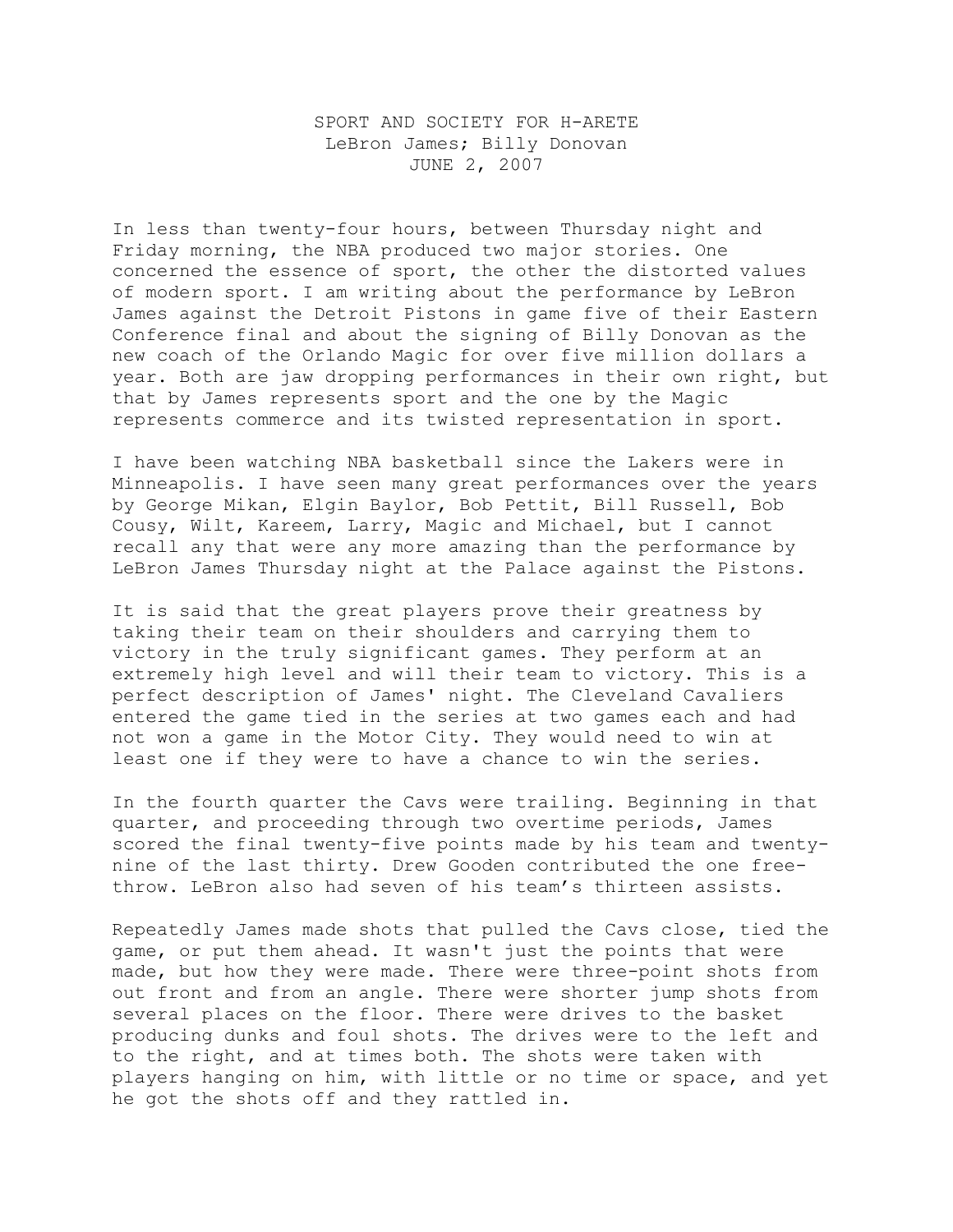SPORT AND SOCIETY FOR H-ARETE
LeBron James; Billy Donovan
JUNE 2, 2007

In less than twenty-four hours, between Thursday night and Friday morning, the NBA produced two major stories. One concerned the essence of sport, the other the distorted values of modern sport. I am writing about the performance by LeBron James against the Detroit Pistons in game five of their Eastern Conference final and about the signing of Billy Donovan as the new coach of the Orlando Magic for over five million dollars a year. Both are jaw dropping performances in their own right, but that by James represents sport and the one by the Magic represents commerce and its twisted representation in sport.

I have been watching NBA basketball since the Lakers were in Minneapolis. I have seen many great performances over the years by George Mikan, Elgin Baylor, Bob Pettit, Bill Russell, Bob Cousy, Wilt, Kareem, Larry, Magic and Michael, but I cannot recall any that were any more amazing than the performance by LeBron James Thursday night at the Palace against the Pistons.

It is said that the great players prove their greatness by taking their team on their shoulders and carrying them to victory in the truly significant games. They perform at an extremely high level and will their team to victory. This is a perfect description of James' night. The Cleveland Cavaliers entered the game tied in the series at two games each and had not won a game in the Motor City. They would need to win at least one if they were to have a chance to win the series.

In the fourth quarter the Cavs were trailing. Beginning in that quarter, and proceeding through two overtime periods, James scored the final twenty-five points made by his team and twenty-nine of the last thirty. Drew Gooden contributed the one free-throw. LeBron also had seven of his team's thirteen assists.

Repeatedly James made shots that pulled the Cavs close, tied the game, or put them ahead. It wasn't just the points that were made, but how they were made. There were three-point shots from out front and from an angle. There were shorter jump shots from several places on the floor. There were drives to the basket producing dunks and foul shots. The drives were to the left and to the right, and at times both. The shots were taken with players hanging on him, with little or no time or space, and yet he got the shots off and they rattled in.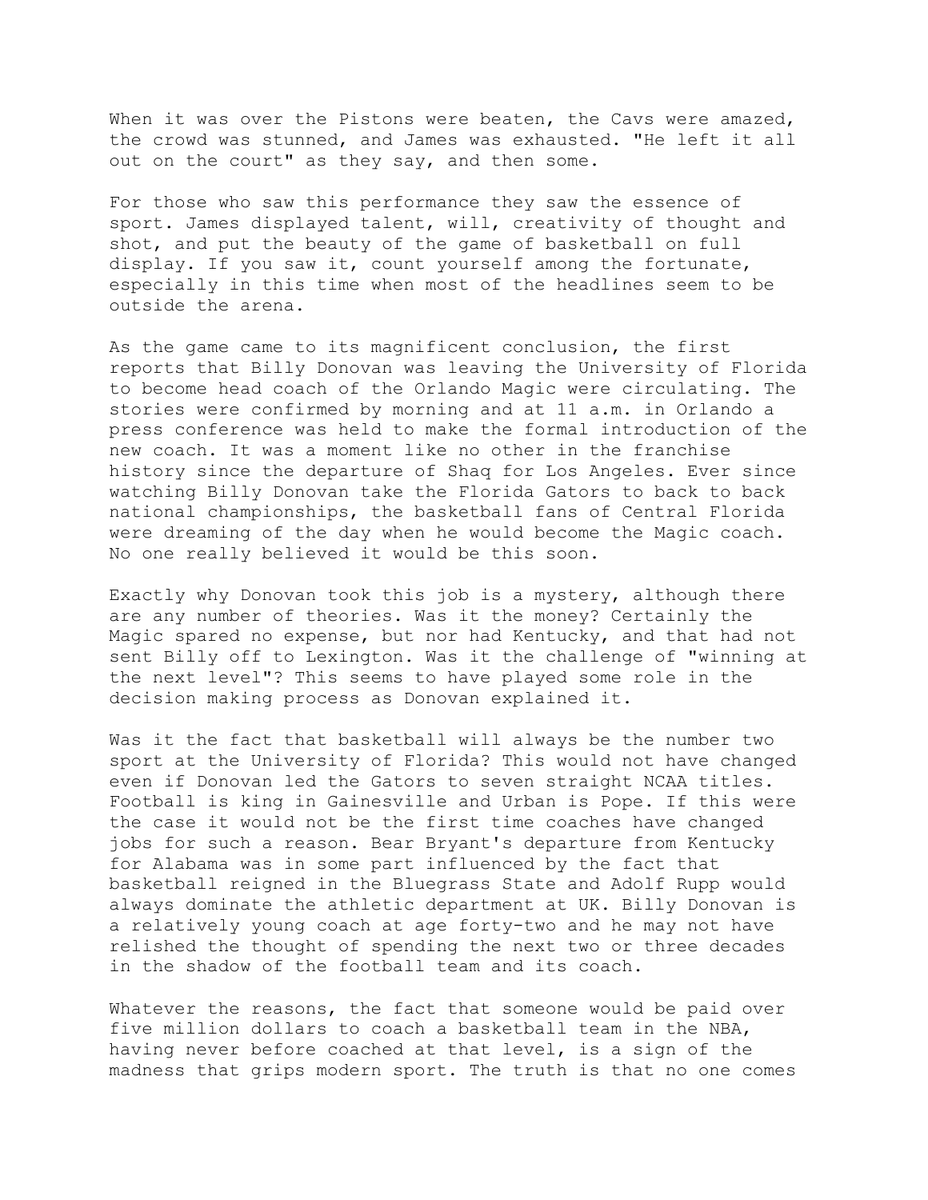When it was over the Pistons were beaten, the Cavs were amazed, the crowd was stunned, and James was exhausted. "He left it all out on the court" as they say, and then some.

For those who saw this performance they saw the essence of sport. James displayed talent, will, creativity of thought and shot, and put the beauty of the game of basketball on full display. If you saw it, count yourself among the fortunate, especially in this time when most of the headlines seem to be outside the arena.

As the game came to its magnificent conclusion, the first reports that Billy Donovan was leaving the University of Florida to become head coach of the Orlando Magic were circulating. The stories were confirmed by morning and at 11 a.m. in Orlando a press conference was held to make the formal introduction of the new coach. It was a moment like no other in the franchise history since the departure of Shaq for Los Angeles. Ever since watching Billy Donovan take the Florida Gators to back to back national championships, the basketball fans of Central Florida were dreaming of the day when he would become the Magic coach. No one really believed it would be this soon.

Exactly why Donovan took this job is a mystery, although there are any number of theories. Was it the money? Certainly the Magic spared no expense, but nor had Kentucky, and that had not sent Billy off to Lexington. Was it the challenge of "winning at the next level"? This seems to have played some role in the decision making process as Donovan explained it.

Was it the fact that basketball will always be the number two sport at the University of Florida? This would not have changed even if Donovan led the Gators to seven straight NCAA titles. Football is king in Gainesville and Urban is Pope. If this were the case it would not be the first time coaches have changed jobs for such a reason. Bear Bryant's departure from Kentucky for Alabama was in some part influenced by the fact that basketball reigned in the Bluegrass State and Adolf Rupp would always dominate the athletic department at UK. Billy Donovan is a relatively young coach at age forty-two and he may not have relished the thought of spending the next two or three decades in the shadow of the football team and its coach.

Whatever the reasons, the fact that someone would be paid over five million dollars to coach a basketball team in the NBA, having never before coached at that level, is a sign of the madness that grips modern sport. The truth is that no one comes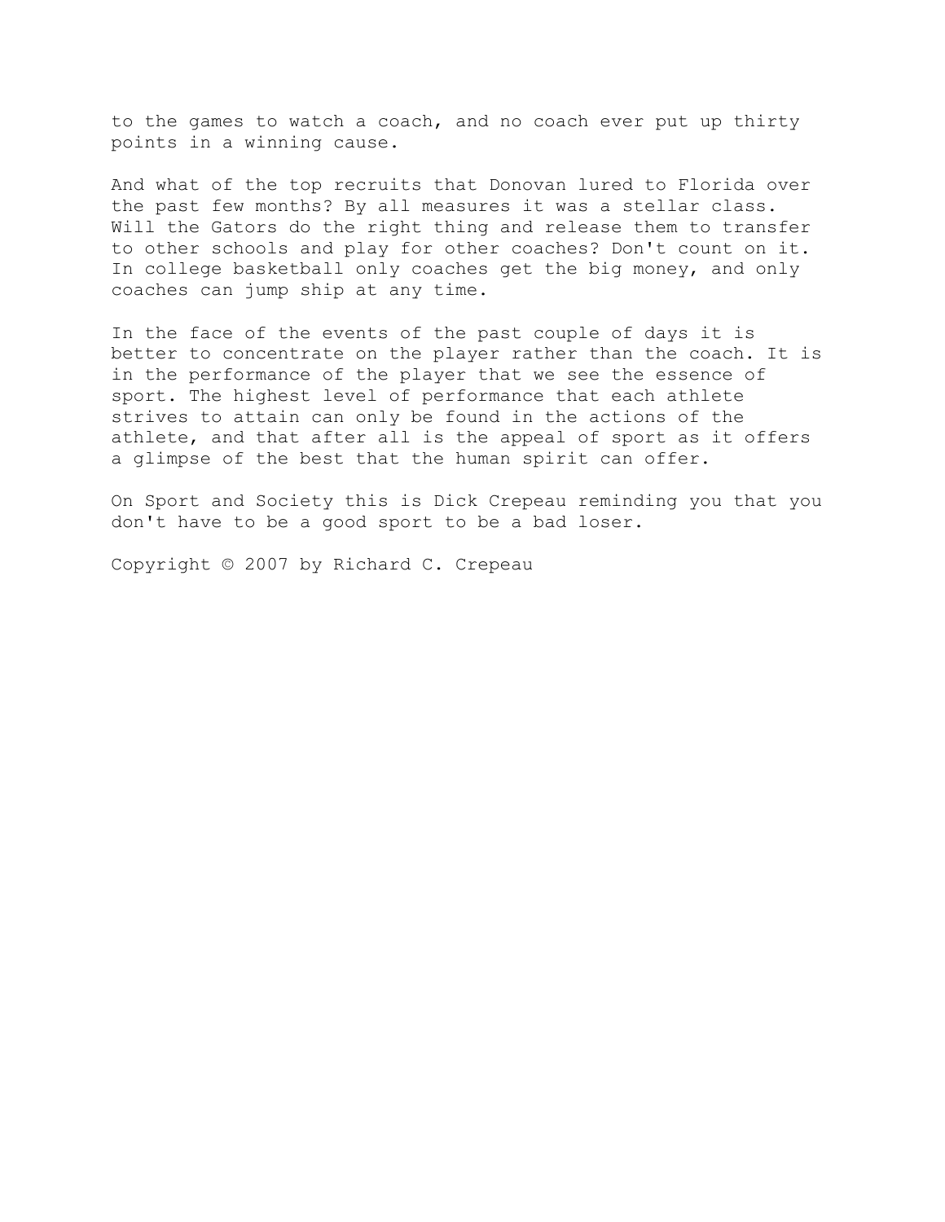to the games to watch a coach, and no coach ever put up thirty points in a winning cause.

And what of the top recruits that Donovan lured to Florida over the past few months? By all measures it was a stellar class. Will the Gators do the right thing and release them to transfer to other schools and play for other coaches? Don't count on it. In college basketball only coaches get the big money, and only coaches can jump ship at any time.

In the face of the events of the past couple of days it is better to concentrate on the player rather than the coach. It is in the performance of the player that we see the essence of sport. The highest level of performance that each athlete strives to attain can only be found in the actions of the athlete, and that after all is the appeal of sport as it offers a glimpse of the best that the human spirit can offer.

On Sport and Society this is Dick Crepeau reminding you that you don't have to be a good sport to be a bad loser.

Copyright © 2007 by Richard C. Crepeau